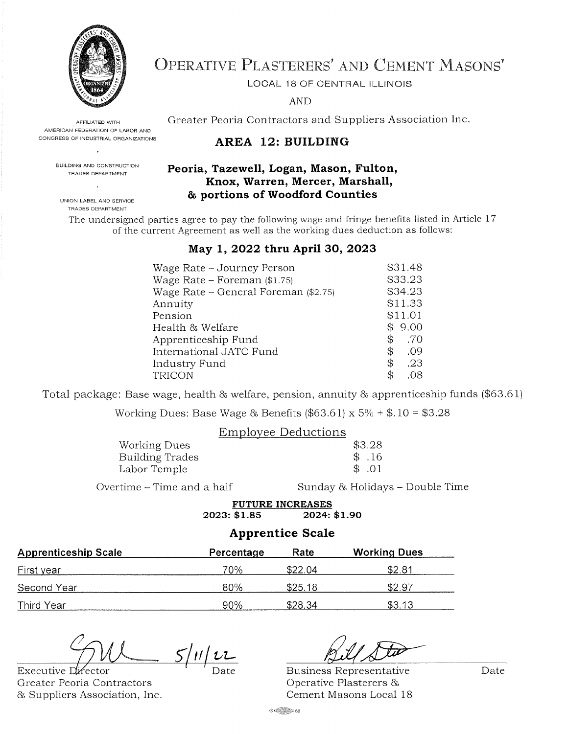# Operative Plasterers' and Cement Masons'

LOCAL 18 OF CENTRAL ILLINOIS

AND

Greater Peoria Contractors and Suppliers Association Inc.

AFFILIATED WITH
AMERICAN FEDERATION OF LABOR AND
CONGRESS OF INDUSTRIAL ORGANIZATIONS

BUILDING AND CONSTRUCTION
TRADES DEPARTMENT

UNION LABEL AND SERVICE
TRADES DEPARTMENT

## AREA 12: BUILDING

### Peoria, Tazewell, Logan, Mason, Fulton, Knox, Warren, Mercer, Marshall, & portions of Woodford Counties

The undersigned parties agree to pay the following wage and fringe benefits listed in Article 17 of the current Agreement as well as the working dues deduction as follows:

### May 1, 2022 thru April 30, 2023

| | |
|---|---|
| Wage Rate – Journey Person | $31.48 |
| Wage Rate – Foreman ($1.75) | $33.23 |
| Wage Rate – General Foreman ($2.75) | $34.23 |
| Annuity | $11.33 |
| Pension | $11.01 |
| Health & Welfare | $ 9.00 |
| Apprenticeship Fund | $ .70 |
| International JATC Fund | $ .09 |
| Industry Fund | $ .23 |
| TRICON | $ .08 |

Total package: Base wage, health & welfare, pension, annuity & apprenticeship funds ($63.61)

Working Dues: Base Wage & Benefits ($63.61) x 5% + $.10 = $3.28

**Employee Deductions**

| | |
|---|---|
| Working Dues | $3.28 |
| Building Trades | $ .16 |
| Labor Temple | $ .01 |

Overtime – Time and a half     Sunday & Holidays – Double Time

**FUTURE INCREASES**
**2023: $1.85     2024: $1.90**

### Apprentice Scale

| Apprenticeship Scale | Percentage | Rate | Working Dues |
|---|---|---|---|
| First year | 70% | $22.04 | $2.81 |
| Second Year | 80% | $25.18 | $2.97 |
| Third Year | 90% | $28.34 | $3.13 |

5/11/22

Executive Director
Greater Peoria Contractors
& Suppliers Association, Inc.
Date

Business Representative
Operative Plasterers &
Cement Masons Local 18
Date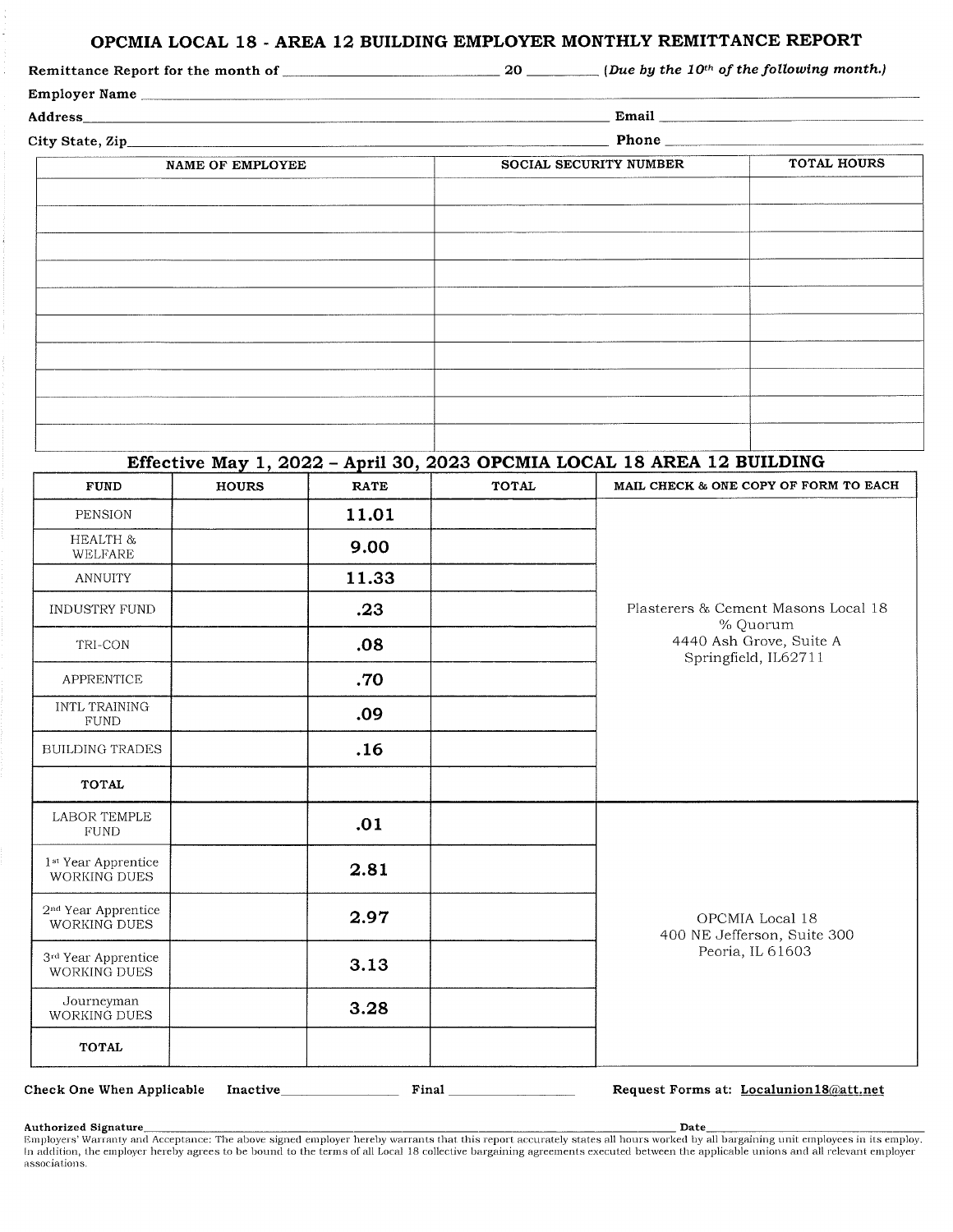# OPCMIA LOCAL 18 - AREA 12 BUILDING EMPLOYER MONTHLY REMITTANCE REPORT

Remittance Report for the month of ______________________ 20 ________ *(Due by the 10th of the following month.)*

Employer Name ______________________________________________

Address ______________________________ Email ______________________

City State, Zip ______________________________ Phone ______________________

| NAME OF EMPLOYEE | SOCIAL SECURITY NUMBER | TOTAL HOURS |
|---|---|---|
| | | |
| | | |
| | | |
| | | |
| | | |
| | | |
| | | |
| | | |
| | | |
| | | |

## Effective May 1, 2022 – April 30, 2023 OPCMIA LOCAL 18 AREA 12 BUILDING

| FUND | HOURS | RATE | TOTAL | MAIL CHECK & ONE COPY OF FORM TO EACH |
|---|---|---|---|---|
| PENSION | | 11.01 | | Plasterers & Cement Masons Local 18 % Quorum 4440 Ash Grove, Suite A Springfield, IL62711 |
| HEALTH & WELFARE | | 9.00 | | |
| ANNUITY | | 11.33 | | |
| INDUSTRY FUND | | .23 | | |
| TRI-CON | | .08 | | |
| APPRENTICE | | .70 | | |
| INTL TRAINING FUND | | .09 | | |
| BUILDING TRADES | | .16 | | |
| **TOTAL** | | | | |
| LABOR TEMPLE FUND | | .01 | | OPCMIA Local 18 400 NE Jefferson, Suite 300 Peoria, IL 61603 |
| 1st Year Apprentice WORKING DUES | | 2.81 | | |
| 2nd Year Apprentice WORKING DUES | | 2.97 | | |
| 3rd Year Apprentice WORKING DUES | | 3.13 | | |
| Journeyman WORKING DUES | | 3.28 | | |
| **TOTAL** | | | | |

**Check One When Applicable** Inactive ____________ Final ____________ **Request Forms at: Localunion18@att.net**

**Authorized Signature** ______________________________________________ **Date** ____________

Employers' Warranty and Acceptance: The above signed employer hereby warrants that this report accurately states all hours worked by all bargaining unit employees in its employ. In addition, the employer hereby agrees to be bound to the terms of all Local 18 collective bargaining agreements executed between the applicable unions and all relevant employer associations.